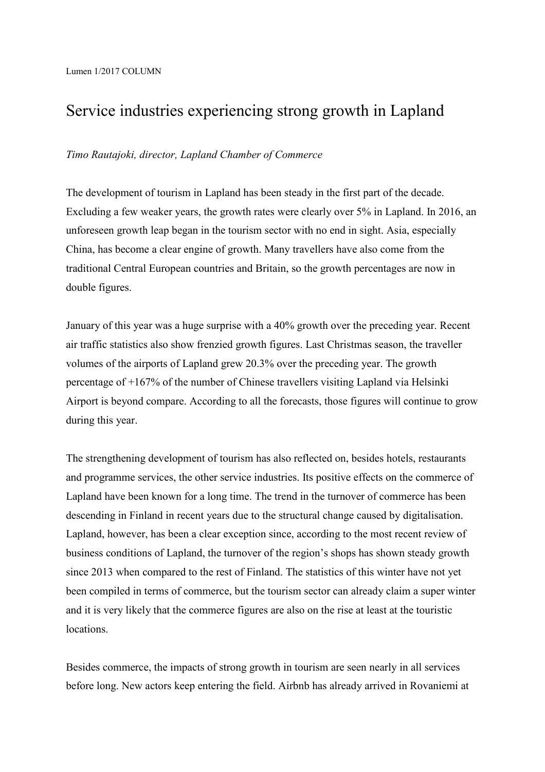Lumen 1/2017 COLUMN

# Service industries experiencing strong growth in Lapland

*Timo Rautajoki, director, Lapland Chamber of Commerce*

The development of tourism in Lapland has been steady in the first part of the decade. Excluding a few weaker years, the growth rates were clearly over 5% in Lapland. In 2016, an unforeseen growth leap began in the tourism sector with no end in sight. Asia, especially China, has become a clear engine of growth. Many travellers have also come from the traditional Central European countries and Britain, so the growth percentages are now in double figures.

January of this year was a huge surprise with a 40% growth over the preceding year. Recent air traffic statistics also show frenzied growth figures. Last Christmas season, the traveller volumes of the airports of Lapland grew 20.3% over the preceding year. The growth percentage of +167% of the number of Chinese travellers visiting Lapland via Helsinki Airport is beyond compare. According to all the forecasts, those figures will continue to grow during this year.

The strengthening development of tourism has also reflected on, besides hotels, restaurants and programme services, the other service industries. Its positive effects on the commerce of Lapland have been known for a long time. The trend in the turnover of commerce has been descending in Finland in recent years due to the structural change caused by digitalisation. Lapland, however, has been a clear exception since, according to the most recent review of business conditions of Lapland, the turnover of the region's shops has shown steady growth since 2013 when compared to the rest of Finland. The statistics of this winter have not yet been compiled in terms of commerce, but the tourism sector can already claim a super winter and it is very likely that the commerce figures are also on the rise at least at the touristic locations.

Besides commerce, the impacts of strong growth in tourism are seen nearly in all services before long. New actors keep entering the field. Airbnb has already arrived in Rovaniemi at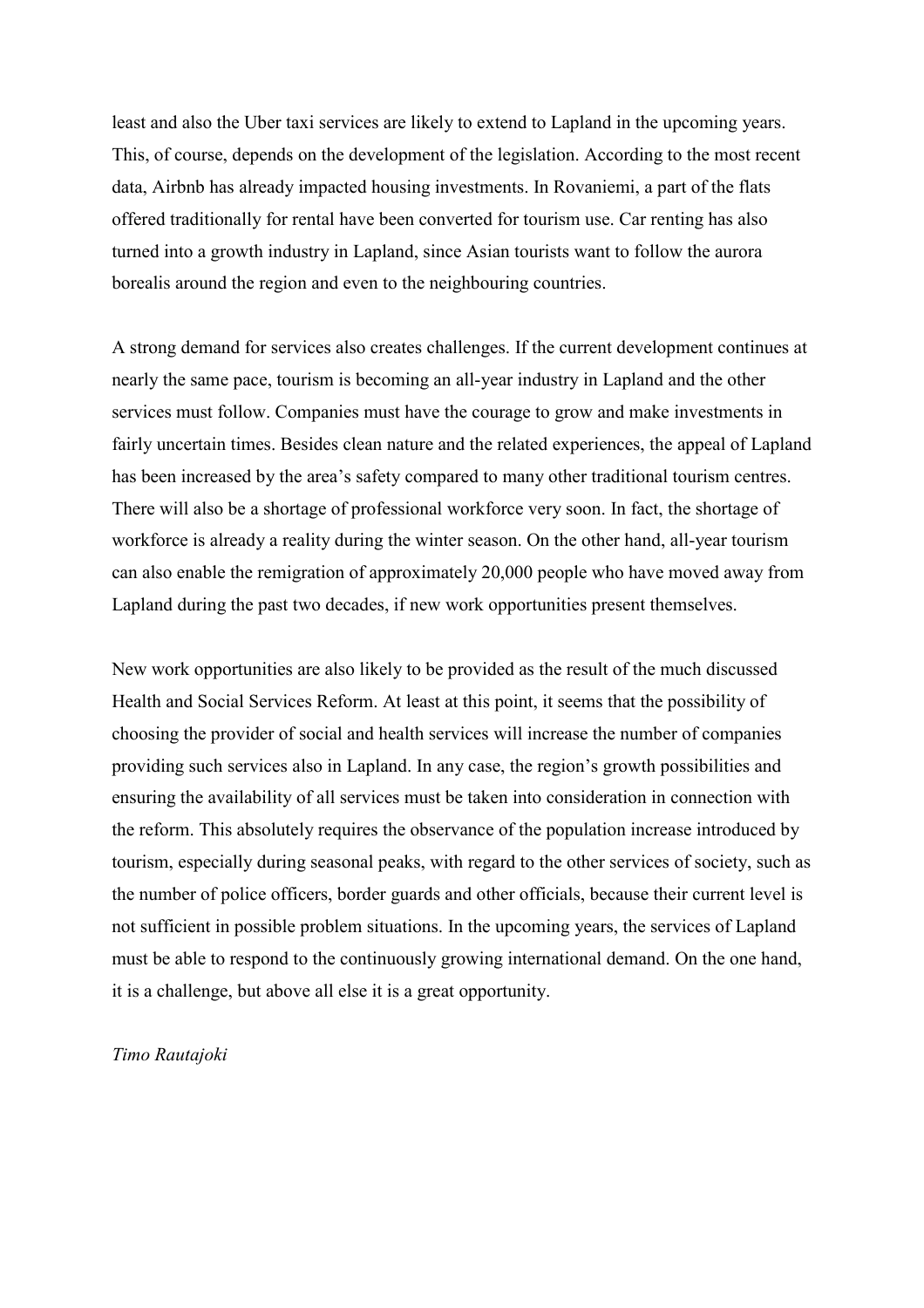least and also the Uber taxi services are likely to extend to Lapland in the upcoming years. This, of course, depends on the development of the legislation. According to the most recent data, Airbnb has already impacted housing investments. In Rovaniemi, a part of the flats offered traditionally for rental have been converted for tourism use. Car renting has also turned into a growth industry in Lapland, since Asian tourists want to follow the aurora borealis around the region and even to the neighbouring countries.

A strong demand for services also creates challenges. If the current development continues at nearly the same pace, tourism is becoming an all-year industry in Lapland and the other services must follow. Companies must have the courage to grow and make investments in fairly uncertain times. Besides clean nature and the related experiences, the appeal of Lapland has been increased by the area's safety compared to many other traditional tourism centres. There will also be a shortage of professional workforce very soon. In fact, the shortage of workforce is already a reality during the winter season. On the other hand, all-year tourism can also enable the remigration of approximately 20,000 people who have moved away from Lapland during the past two decades, if new work opportunities present themselves.

New work opportunities are also likely to be provided as the result of the much discussed Health and Social Services Reform. At least at this point, it seems that the possibility of choosing the provider of social and health services will increase the number of companies providing such services also in Lapland. In any case, the region's growth possibilities and ensuring the availability of all services must be taken into consideration in connection with the reform. This absolutely requires the observance of the population increase introduced by tourism, especially during seasonal peaks, with regard to the other services of society, such as the number of police officers, border guards and other officials, because their current level is not sufficient in possible problem situations. In the upcoming years, the services of Lapland must be able to respond to the continuously growing international demand. On the one hand, it is a challenge, but above all else it is a great opportunity.

*Timo Rautajoki*